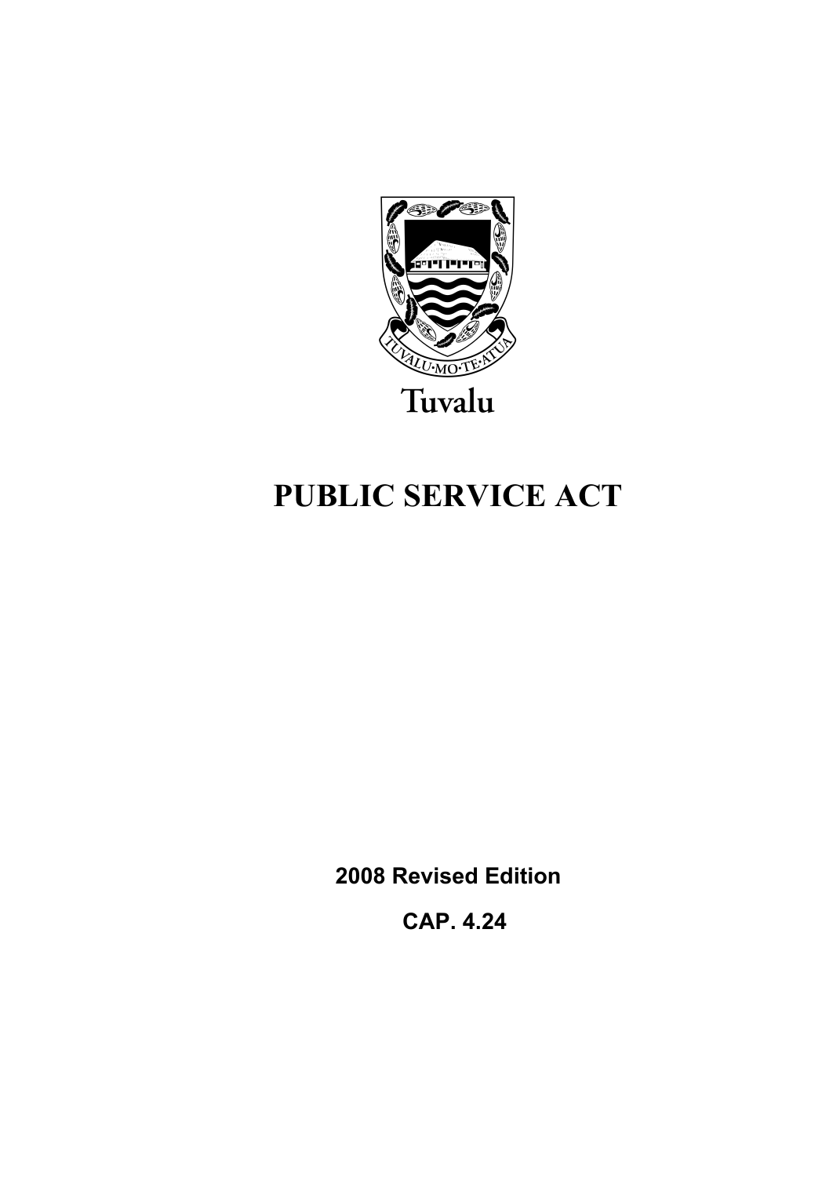Tuvalu

# PUBLIC SERVICE ACT

**2008 Revised Edition**

**CAP. 4.24**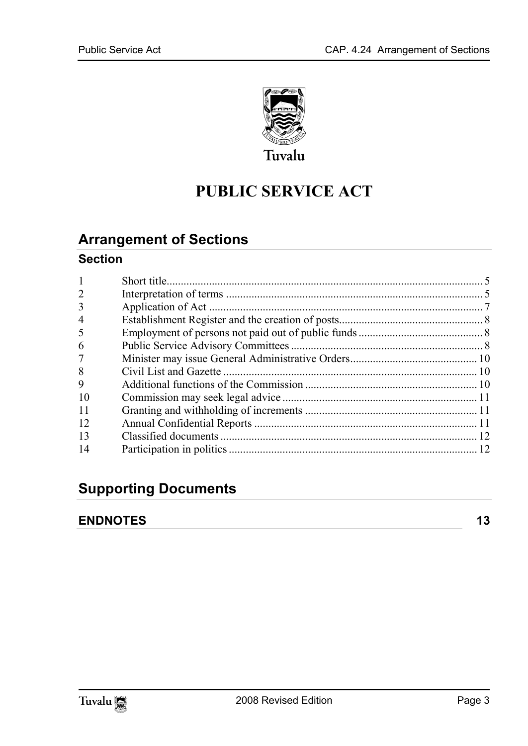Tuvalu

# PUBLIC SERVICE ACT

## Arrangement of Sections

### Section

| | | |
|---|---|---|
| 1 | Short title | 5 |
| 2 | Interpretation of terms | 5 |
| 3 | Application of Act | 7 |
| 4 | Establishment Register and the creation of posts | 8 |
| 5 | Employment of persons not paid out of public funds | 8 |
| 6 | Public Service Advisory Committees | 8 |
| 7 | Minister may issue General Administrative Orders | 10 |
| 8 | Civil List and Gazette | 10 |
| 9 | Additional functions of the Commission | 10 |
| 10 | Commission may seek legal advice | 11 |
| 11 | Granting and withholding of increments | 11 |
| 12 | Annual Confidential Reports | 11 |
| 13 | Classified documents | 12 |
| 14 | Participation in politics | 12 |

## Supporting Documents

**ENDNOTES** **13**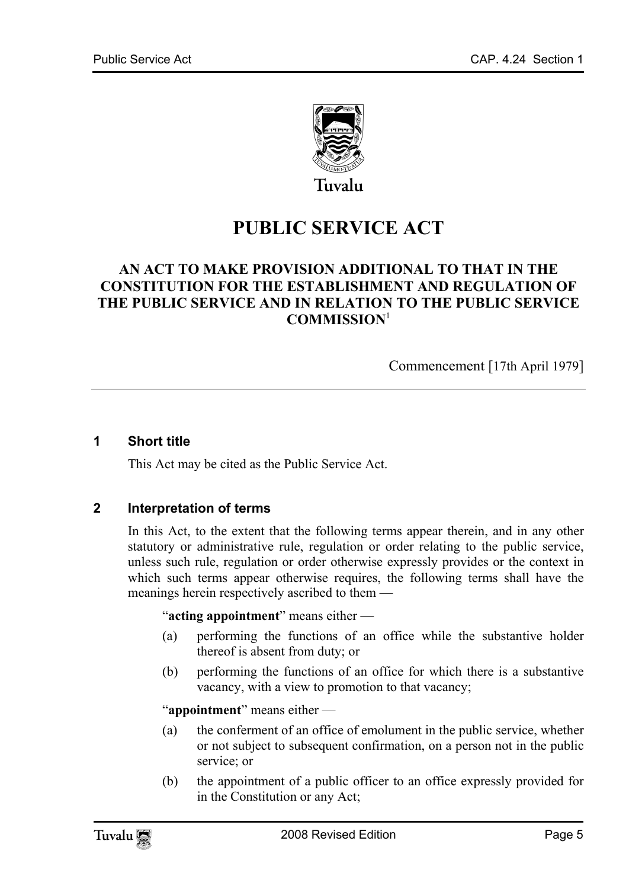Tuvalu

# PUBLIC SERVICE ACT

## AN ACT TO MAKE PROVISION ADDITIONAL TO THAT IN THE CONSTITUTION FOR THE ESTABLISHMENT AND REGULATION OF THE PUBLIC SERVICE AND IN RELATION TO THE PUBLIC SERVICE COMMISSION[1]

Commencement [17th April 1979]

### 1 Short title

This Act may be cited as the Public Service Act.

### 2 Interpretation of terms

In this Act, to the extent that the following terms appear therein, and in any other statutory or administrative rule, regulation or order relating to the public service, unless such rule, regulation or order otherwise expressly provides or the context in which such terms appear otherwise requires, the following terms shall have the meanings herein respectively ascribed to them —

"**acting appointment**" means either —

(a) performing the functions of an office while the substantive holder thereof is absent from duty; or

(b) performing the functions of an office for which there is a substantive vacancy, with a view to promotion to that vacancy;

"**appointment**" means either —

(a) the conferment of an office of emolument in the public service, whether or not subject to subsequent confirmation, on a person not in the public service; or

(b) the appointment of a public officer to an office expressly provided for in the Constitution or any Act;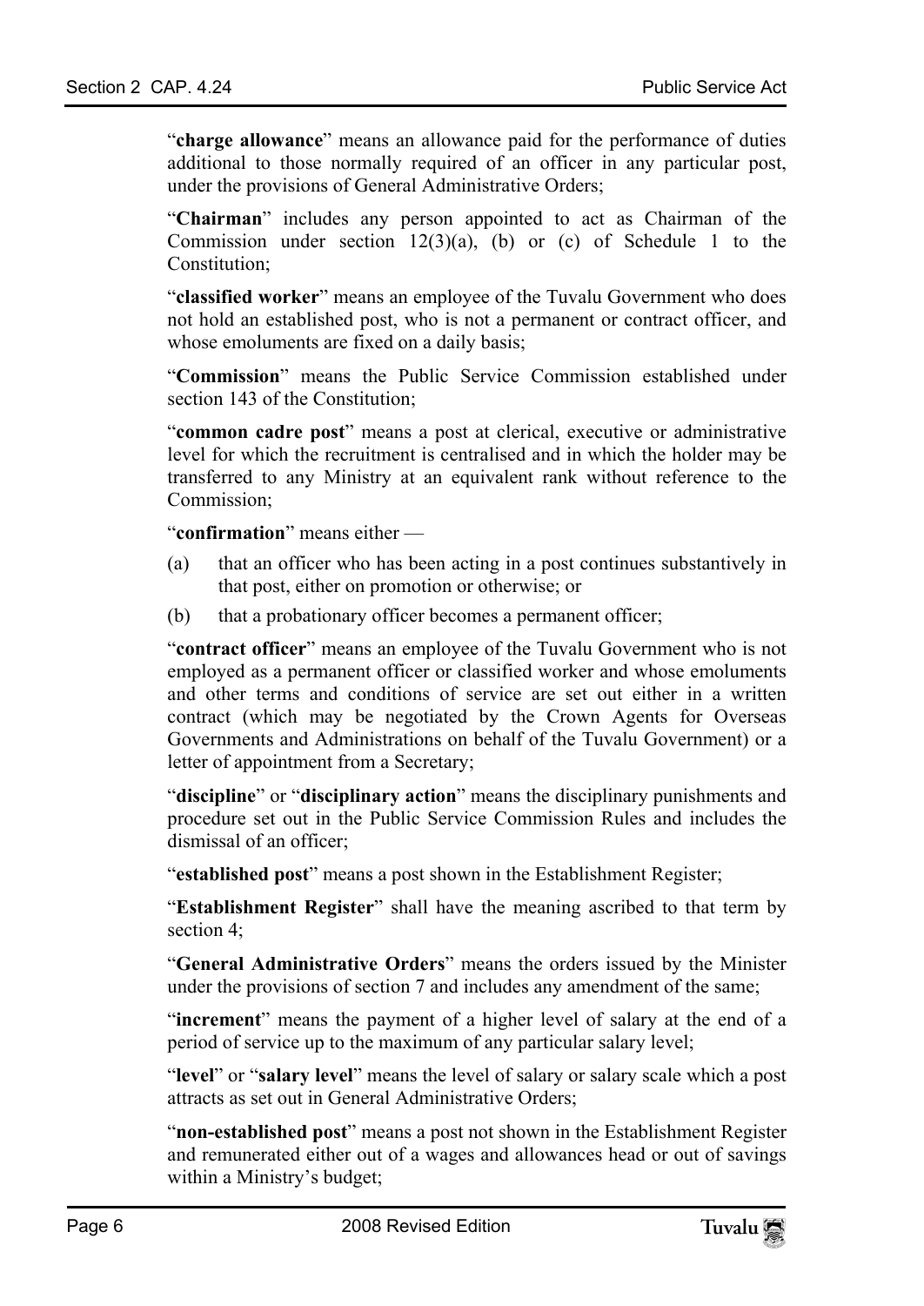"**charge allowance**" means an allowance paid for the performance of duties additional to those normally required of an officer in any particular post, under the provisions of General Administrative Orders;

"**Chairman**" includes any person appointed to act as Chairman of the Commission under section 12(3)(a), (b) or (c) of Schedule 1 to the Constitution;

"**classified worker**" means an employee of the Tuvalu Government who does not hold an established post, who is not a permanent or contract officer, and whose emoluments are fixed on a daily basis;

"**Commission**" means the Public Service Commission established under section 143 of the Constitution;

"**common cadre post**" means a post at clerical, executive or administrative level for which the recruitment is centralised and in which the holder may be transferred to any Ministry at an equivalent rank without reference to the Commission;

"**confirmation**" means either —

(a) that an officer who has been acting in a post continues substantively in that post, either on promotion or otherwise; or

(b) that a probationary officer becomes a permanent officer;

"**contract officer**" means an employee of the Tuvalu Government who is not employed as a permanent officer or classified worker and whose emoluments and other terms and conditions of service are set out either in a written contract (which may be negotiated by the Crown Agents for Overseas Governments and Administrations on behalf of the Tuvalu Government) or a letter of appointment from a Secretary;

"**discipline**" or "**disciplinary action**" means the disciplinary punishments and procedure set out in the Public Service Commission Rules and includes the dismissal of an officer;

"**established post**" means a post shown in the Establishment Register;

"**Establishment Register**" shall have the meaning ascribed to that term by section 4;

"**General Administrative Orders**" means the orders issued by the Minister under the provisions of section 7 and includes any amendment of the same;

"**increment**" means the payment of a higher level of salary at the end of a period of service up to the maximum of any particular salary level;

"**level**" or "**salary level**" means the level of salary or salary scale which a post attracts as set out in General Administrative Orders;

"**non-established post**" means a post not shown in the Establishment Register and remunerated either out of a wages and allowances head or out of savings within a Ministry's budget;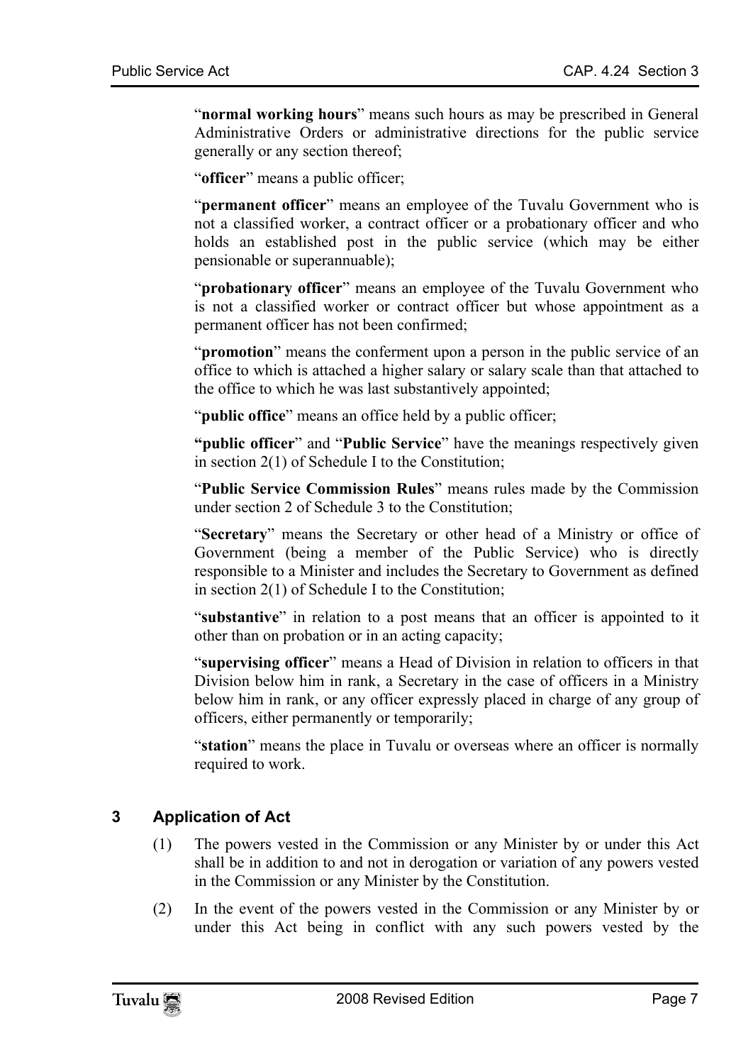"**normal working hours**" means such hours as may be prescribed in General Administrative Orders or administrative directions for the public service generally or any section thereof;

"**officer**" means a public officer;

"**permanent officer**" means an employee of the Tuvalu Government who is not a classified worker, a contract officer or a probationary officer and who holds an established post in the public service (which may be either pensionable or superannuable);

"**probationary officer**" means an employee of the Tuvalu Government who is not a classified worker or contract officer but whose appointment as a permanent officer has not been confirmed;

"**promotion**" means the conferment upon a person in the public service of an office to which is attached a higher salary or salary scale than that attached to the office to which he was last substantively appointed;

"**public office**" means an office held by a public officer;

**"public officer**" and "**Public Service**" have the meanings respectively given in section 2(1) of Schedule I to the Constitution;

"**Public Service Commission Rules**" means rules made by the Commission under section 2 of Schedule 3 to the Constitution;

"**Secretary**" means the Secretary or other head of a Ministry or office of Government (being a member of the Public Service) who is directly responsible to a Minister and includes the Secretary to Government as defined in section 2(1) of Schedule I to the Constitution;

"**substantive**" in relation to a post means that an officer is appointed to it other than on probation or in an acting capacity;

"**supervising officer**" means a Head of Division in relation to officers in that Division below him in rank, a Secretary in the case of officers in a Ministry below him in rank, or any officer expressly placed in charge of any group of officers, either permanently or temporarily;

"**station**" means the place in Tuvalu or overseas where an officer is normally required to work.

### 3 Application of Act

(1) The powers vested in the Commission or any Minister by or under this Act shall be in addition to and not in derogation or variation of any powers vested in the Commission or any Minister by the Constitution.

(2) In the event of the powers vested in the Commission or any Minister by or under this Act being in conflict with any such powers vested by the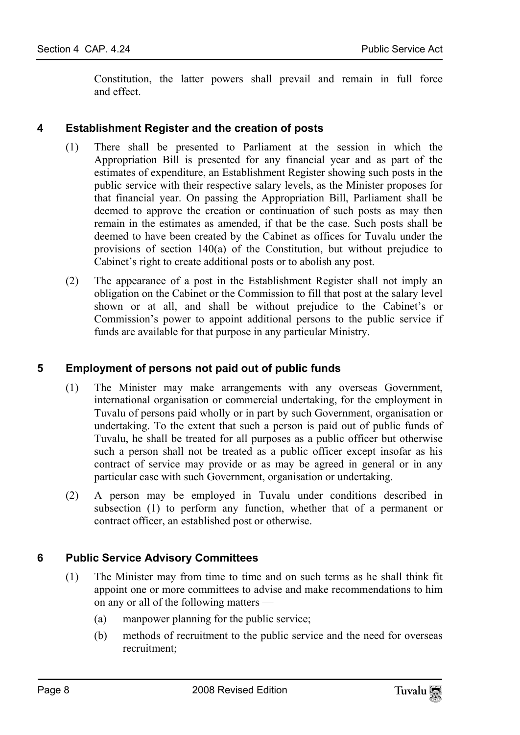Constitution, the latter powers shall prevail and remain in full force and effect.

## 4 Establishment Register and the creation of posts

(1) There shall be presented to Parliament at the session in which the Appropriation Bill is presented for any financial year and as part of the estimates of expenditure, an Establishment Register showing such posts in the public service with their respective salary levels, as the Minister proposes for that financial year. On passing the Appropriation Bill, Parliament shall be deemed to approve the creation or continuation of such posts as may then remain in the estimates as amended, if that be the case. Such posts shall be deemed to have been created by the Cabinet as offices for Tuvalu under the provisions of section 140(a) of the Constitution, but without prejudice to Cabinet's right to create additional posts or to abolish any post.

(2) The appearance of a post in the Establishment Register shall not imply an obligation on the Cabinet or the Commission to fill that post at the salary level shown or at all, and shall be without prejudice to the Cabinet's or Commission's power to appoint additional persons to the public service if funds are available for that purpose in any particular Ministry.

## 5 Employment of persons not paid out of public funds

(1) The Minister may make arrangements with any overseas Government, international organisation or commercial undertaking, for the employment in Tuvalu of persons paid wholly or in part by such Government, organisation or undertaking. To the extent that such a person is paid out of public funds of Tuvalu, he shall be treated for all purposes as a public officer but otherwise such a person shall not be treated as a public officer except insofar as his contract of service may provide or as may be agreed in general or in any particular case with such Government, organisation or undertaking.

(2) A person may be employed in Tuvalu under conditions described in subsection (1) to perform any function, whether that of a permanent or contract officer, an established post or otherwise.

## 6 Public Service Advisory Committees

(1) The Minister may from time to time and on such terms as he shall think fit appoint one or more committees to advise and make recommendations to him on any or all of the following matters —

(a) manpower planning for the public service;

(b) methods of recruitment to the public service and the need for overseas recruitment;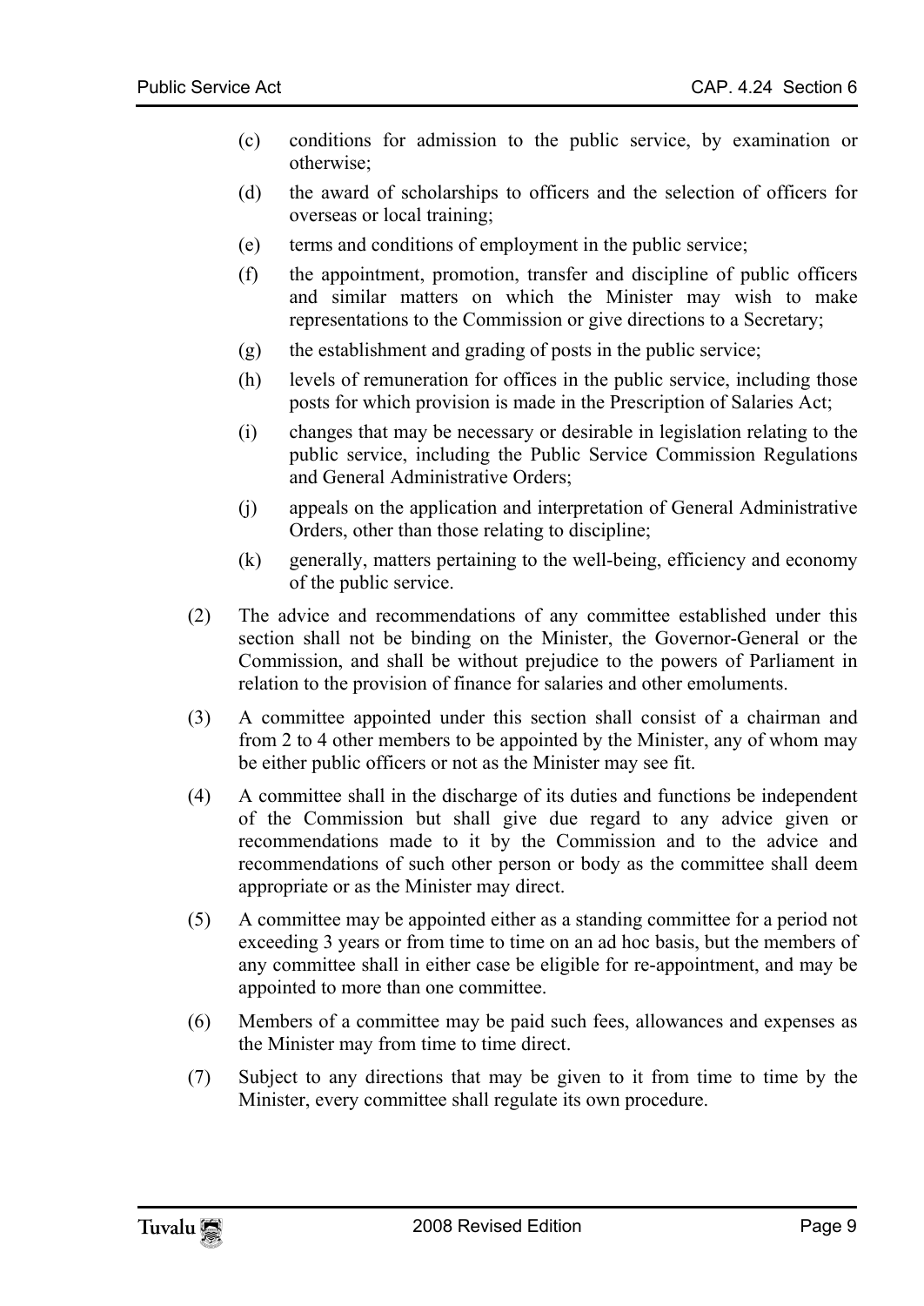(c) conditions for admission to the public service, by examination or otherwise;

(d) the award of scholarships to officers and the selection of officers for overseas or local training;

(e) terms and conditions of employment in the public service;

(f) the appointment, promotion, transfer and discipline of public officers and similar matters on which the Minister may wish to make representations to the Commission or give directions to a Secretary;

(g) the establishment and grading of posts in the public service;

(h) levels of remuneration for offices in the public service, including those posts for which provision is made in the Prescription of Salaries Act;

(i) changes that may be necessary or desirable in legislation relating to the public service, including the Public Service Commission Regulations and General Administrative Orders;

(j) appeals on the application and interpretation of General Administrative Orders, other than those relating to discipline;

(k) generally, matters pertaining to the well-being, efficiency and economy of the public service.

(2) The advice and recommendations of any committee established under this section shall not be binding on the Minister, the Governor-General or the Commission, and shall be without prejudice to the powers of Parliament in relation to the provision of finance for salaries and other emoluments.

(3) A committee appointed under this section shall consist of a chairman and from 2 to 4 other members to be appointed by the Minister, any of whom may be either public officers or not as the Minister may see fit.

(4) A committee shall in the discharge of its duties and functions be independent of the Commission but shall give due regard to any advice given or recommendations made to it by the Commission and to the advice and recommendations of such other person or body as the committee shall deem appropriate or as the Minister may direct.

(5) A committee may be appointed either as a standing committee for a period not exceeding 3 years or from time to time on an ad hoc basis, but the members of any committee shall in either case be eligible for re-appointment, and may be appointed to more than one committee.

(6) Members of a committee may be paid such fees, allowances and expenses as the Minister may from time to time direct.

(7) Subject to any directions that may be given to it from time to time by the Minister, every committee shall regulate its own procedure.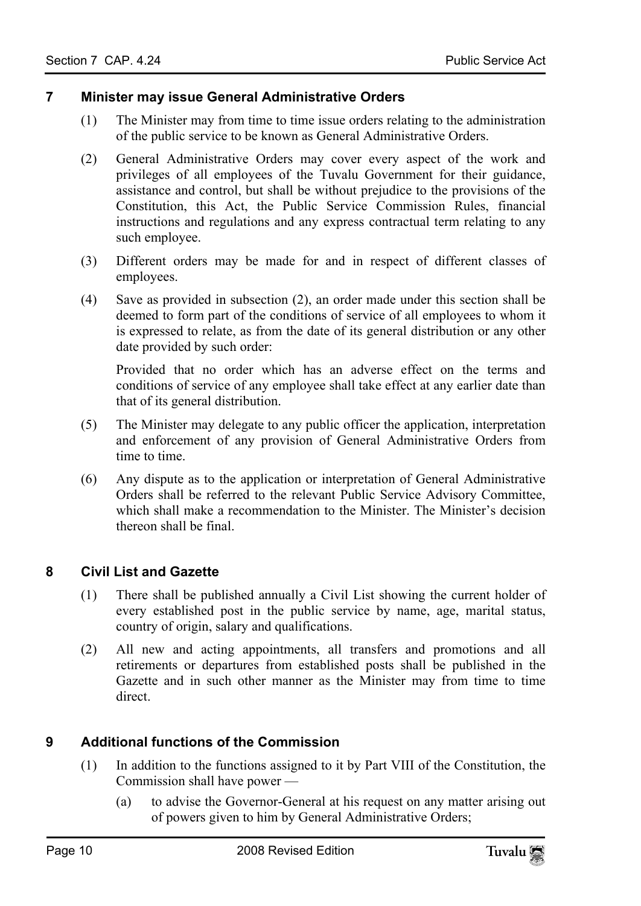## 7 Minister may issue General Administrative Orders

(1) The Minister may from time to time issue orders relating to the administration of the public service to be known as General Administrative Orders.

(2) General Administrative Orders may cover every aspect of the work and privileges of all employees of the Tuvalu Government for their guidance, assistance and control, but shall be without prejudice to the provisions of the Constitution, this Act, the Public Service Commission Rules, financial instructions and regulations and any express contractual term relating to any such employee.

(3) Different orders may be made for and in respect of different classes of employees.

(4) Save as provided in subsection (2), an order made under this section shall be deemed to form part of the conditions of service of all employees to whom it is expressed to relate, as from the date of its general distribution or any other date provided by such order:

Provided that no order which has an adverse effect on the terms and conditions of service of any employee shall take effect at any earlier date than that of its general distribution.

(5) The Minister may delegate to any public officer the application, interpretation and enforcement of any provision of General Administrative Orders from time to time.

(6) Any dispute as to the application or interpretation of General Administrative Orders shall be referred to the relevant Public Service Advisory Committee, which shall make a recommendation to the Minister. The Minister's decision thereon shall be final.

## 8 Civil List and Gazette

(1) There shall be published annually a Civil List showing the current holder of every established post in the public service by name, age, marital status, country of origin, salary and qualifications.

(2) All new and acting appointments, all transfers and promotions and all retirements or departures from established posts shall be published in the Gazette and in such other manner as the Minister may from time to time direct.

## 9 Additional functions of the Commission

(1) In addition to the functions assigned to it by Part VIII of the Constitution, the Commission shall have power —

(a) to advise the Governor-General at his request on any matter arising out of powers given to him by General Administrative Orders;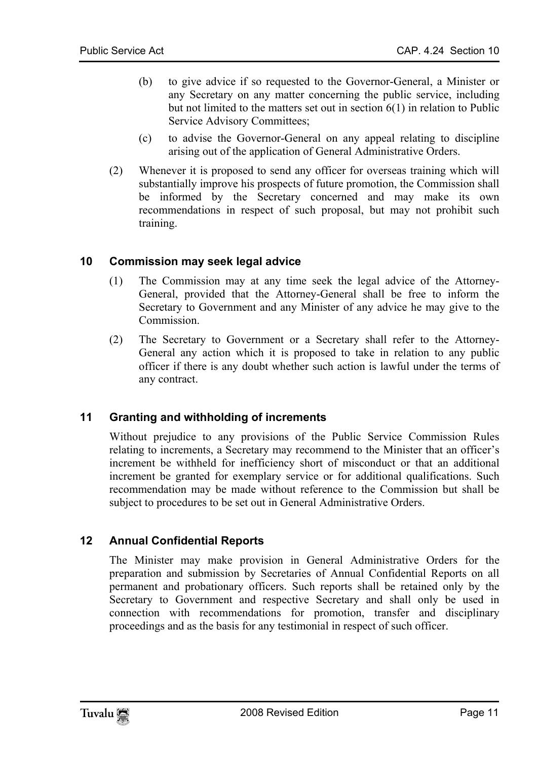(b) to give advice if so requested to the Governor-General, a Minister or any Secretary on any matter concerning the public service, including but not limited to the matters set out in section 6(1) in relation to Public Service Advisory Committees;

(c) to advise the Governor-General on any appeal relating to discipline arising out of the application of General Administrative Orders.

(2) Whenever it is proposed to send any officer for overseas training which will substantially improve his prospects of future promotion, the Commission shall be informed by the Secretary concerned and may make its own recommendations in respect of such proposal, but may not prohibit such training.

## 10 Commission may seek legal advice

(1) The Commission may at any time seek the legal advice of the Attorney-General, provided that the Attorney-General shall be free to inform the Secretary to Government and any Minister of any advice he may give to the Commission.

(2) The Secretary to Government or a Secretary shall refer to the Attorney-General any action which it is proposed to take in relation to any public officer if there is any doubt whether such action is lawful under the terms of any contract.

## 11 Granting and withholding of increments

Without prejudice to any provisions of the Public Service Commission Rules relating to increments, a Secretary may recommend to the Minister that an officer's increment be withheld for inefficiency short of misconduct or that an additional increment be granted for exemplary service or for additional qualifications. Such recommendation may be made without reference to the Commission but shall be subject to procedures to be set out in General Administrative Orders.

## 12 Annual Confidential Reports

The Minister may make provision in General Administrative Orders for the preparation and submission by Secretaries of Annual Confidential Reports on all permanent and probationary officers. Such reports shall be retained only by the Secretary to Government and respective Secretary and shall only be used in connection with recommendations for promotion, transfer and disciplinary proceedings and as the basis for any testimonial in respect of such officer.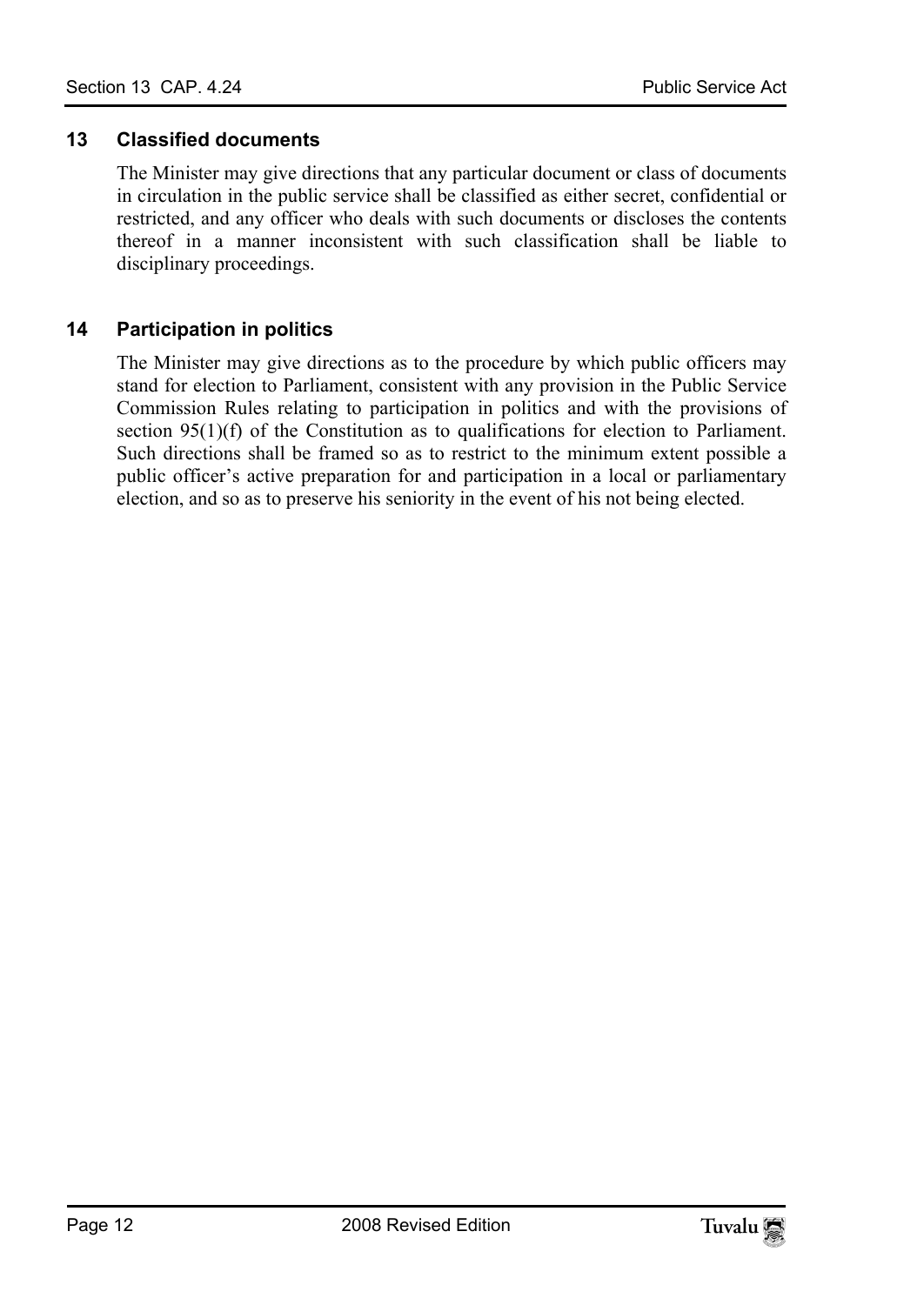## 13 Classified documents

The Minister may give directions that any particular document or class of documents in circulation in the public service shall be classified as either secret, confidential or restricted, and any officer who deals with such documents or discloses the contents thereof in a manner inconsistent with such classification shall be liable to disciplinary proceedings.

## 14 Participation in politics

The Minister may give directions as to the procedure by which public officers may stand for election to Parliament, consistent with any provision in the Public Service Commission Rules relating to participation in politics and with the provisions of section 95(1)(f) of the Constitution as to qualifications for election to Parliament. Such directions shall be framed so as to restrict to the minimum extent possible a public officer's active preparation for and participation in a local or parliamentary election, and so as to preserve his seniority in the event of his not being elected.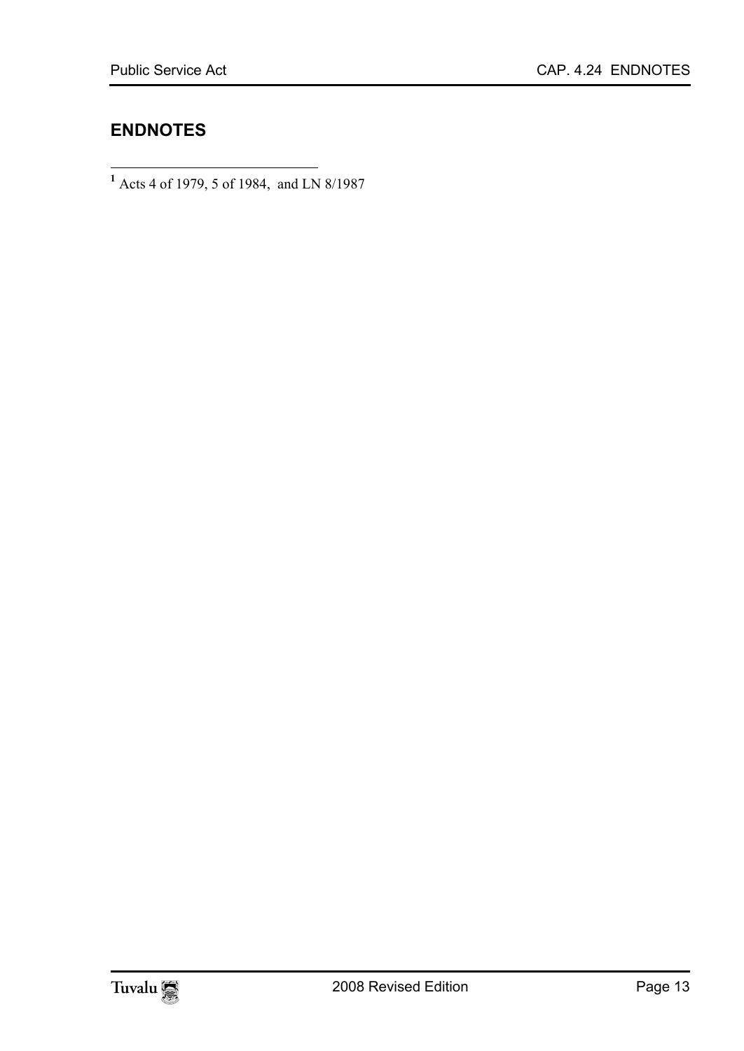## ENDNOTES

[1] Acts 4 of 1979, 5 of 1984, and LN 8/1987